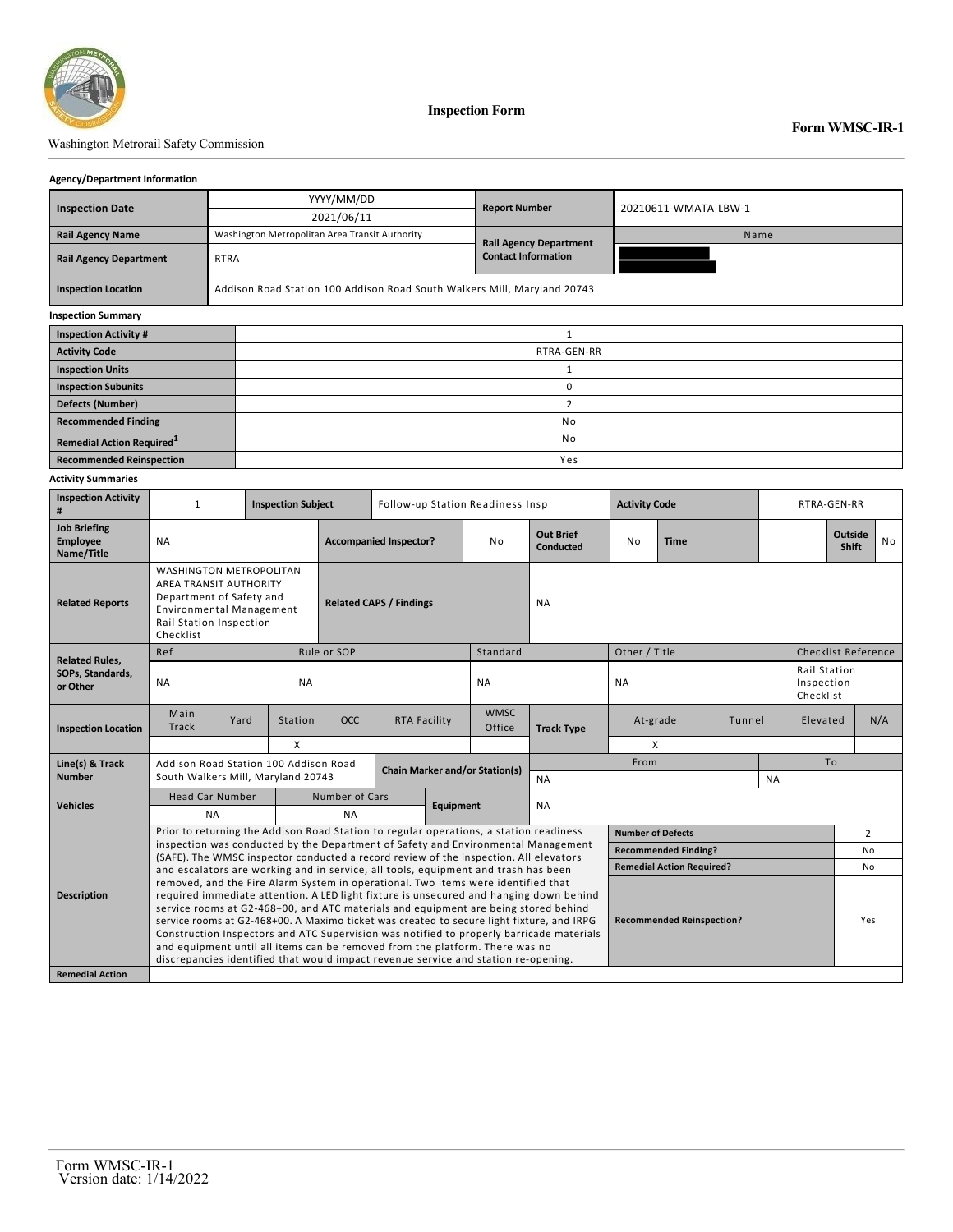Washington Metrorail Safety Commission

# Inspection Form

**Form WMSC-IR-1**

### Agency/Department Information

| | | | |
|---|---|---|---|
| **Inspection Date** | YYYY/MM/DD<br>2021/06/11 | **Report Number** | 20210611-WMATA-LBW-1 |
| **Rail Agency Name** | Washington Metropolitan Area Transit Authority | **Rail Agency Department Contact Information** | Name |
| **Rail Agency Department** | RTRA | | |
| **Inspection Location** | Addison Road Station 100 Addison Road South Walkers Mill, Maryland 20743 | | |

### Inspection Summary

| | |
|---|---|
| **Inspection Activity #** | 1 |
| **Activity Code** | RTRA-GEN-RR |
| **Inspection Units** | 1 |
| **Inspection Subunits** | 0 |
| **Defects (Number)** | 2 |
| **Recommended Finding** | No |
| **Remedial Action Required[1]** | No |
| **Recommended Reinspection** | Yes |

### Activity Summaries

| | | | | | | | | | |
|---|---|---|---|---|---|---|---|---|---|
| **Inspection Activity #** | 1 | **Inspection Subject** | Follow-up Station Readiness Insp | | **Activity Code** | RTRA-GEN-RR | | | |
| **Job Briefing Employee Name/Title** | NA | **Accompanied Inspector?** | No | **Out Brief Conducted** | No | **Time** | | **Outside Shift** | No |
| **Related Reports** | WASHINGTON METROPOLITAN AREA TRANSIT AUTHORITY Department of Safety and Environmental Management Rail Station Inspection Checklist | **Related CAPS / Findings** | NA | | | | | | |
| **Related Rules, SOPs, Standards, or Other** | Ref: NA | Rule or SOP: NA | Standard: NA | | Other / Title: NA | | | Checklist Reference: Rail Station Inspection Checklist | |
| **Inspection Location** | Main Track: | Yard: | Station: X | OCC: | RTA Facility: | WMSC Office: | **Track Type** | At-grade: X | Tunnel: | Elevated: | N/A: |
| **Line(s) & Track Number** | Addison Road Station 100 Addison Road South Walkers Mill, Maryland 20743 | **Chain Marker and/or Station(s)** | From: NA | | To: NA | | | | |
| **Vehicles** | Head Car Number: NA | Number of Cars: NA | **Equipment** | NA | | | | | |

| | | | |
|---|---|---|---|
| **Description** | Prior to returning the Addison Road Station to regular operations, a station readiness inspection was conducted by the Department of Safety and Environmental Management (SAFE). The WMSC inspector conducted a record review of the inspection. All elevators and escalators are working and in service, all tools, equipment and trash has been removed, and the Fire Alarm System in operational. Two items were identified that required immediate attention. A LED light fixture is unsecured and hanging down behind service rooms at G2-468+00, and ATC materials and equipment are being stored behind service rooms at G2-468+00. A Maximo ticket was created to secure light fixture, and IRPG Construction Inspectors and ATC Supervision was notified to properly barricade materials and equipment until all items can be removed from the platform. There was no discrepancies identified that would impact revenue service and station re-opening. | **Number of Defects** | 2 |
| | | **Recommended Finding?** | No |
| | | **Remedial Action Required?** | No |
| | | **Recommended Reinspection?** | Yes |
| **Remedial Action** | | | |

Form WMSC-IR-1
Version date: 1/14/2022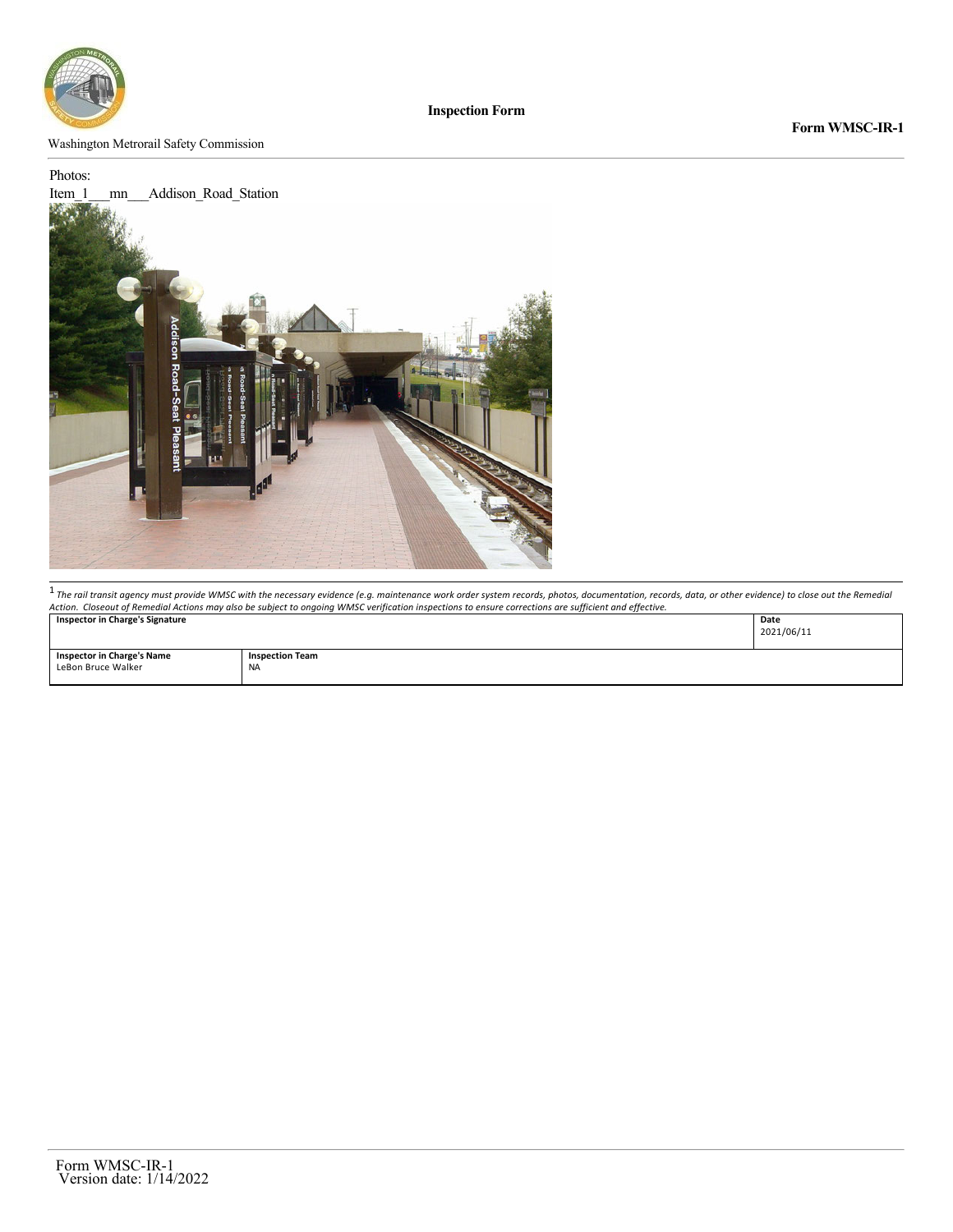Photos:

Item_1___mn___Addison_Road_Station

[1] *The rail transit agency must provide WMSC with the necessary evidence (e.g. maintenance work order system records, photos, documentation, records, data, or other evidence) to close out the Remedial Action. Closeout of Remedial Actions may also be subject to ongoing WMSC verification inspections to ensure corrections are sufficient and effective.*

| **Inspector in Charge's Signature** | | **Date**<br>2021/06/11 |
|---|---|---|
| **Inspector in Charge's Name**<br>LeBon Bruce Walker | **Inspection Team**<br>NA | |